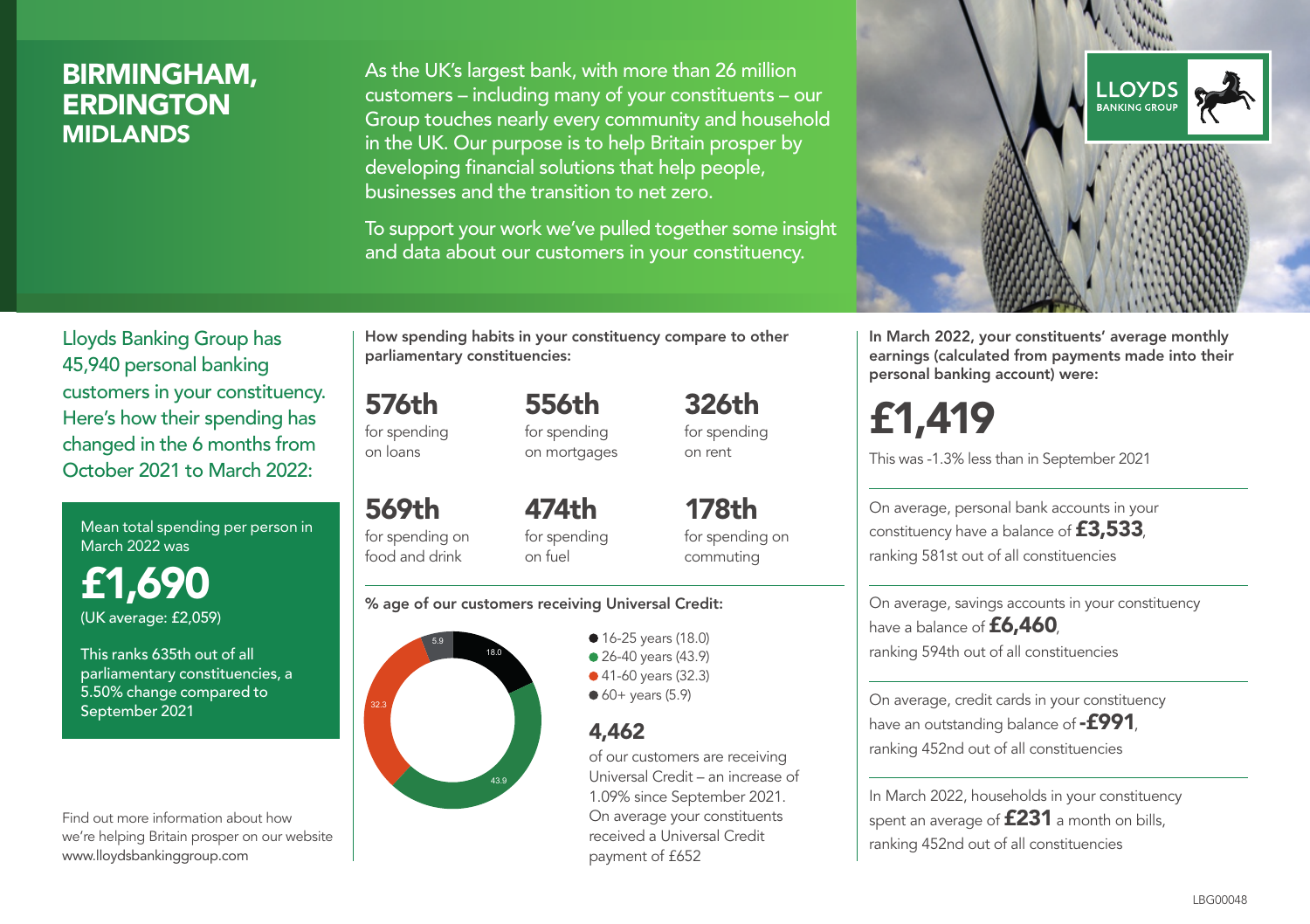# BIRMINGHAM, ERDINGTON
## MIDLANDS

As the UK's largest bank, with more than 26 million customers – including many of your constituents – our Group touches nearly every community and household in the UK. Our purpose is to help Britain prosper by developing financial solutions that help people, businesses and the transition to net zero.

To support your work we've pulled together some insight and data about our customers in your constituency.

LLOYDS BANKING GROUP

Lloyds Banking Group has 45,940 personal banking customers in your constituency. Here's how their spending has changed in the 6 months from October 2021 to March 2022:

Mean total spending per person in March 2022 was

**£1,690**
(UK average: £2,059)

This ranks 635th out of all parliamentary constituencies, a 5.50% change compared to September 2021

Find out more information about how we're helping Britain prosper on our website www.lloydsbankinggroup.com

**How spending habits in your constituency compare to other parliamentary constituencies:**

**576th** for spending on loans

**556th** for spending on mortgages

**326th** for spending on rent

**569th** for spending on food and drink

**474th** for spending on fuel

**178th** for spending on commuting

**% age of our customers receiving Universal Credit:**

- 16-25 years (18.0)
- 26-40 years (43.9)
- 41-60 years (32.3)
- 60+ years (5.9)

**4,462** of our customers are receiving Universal Credit – an increase of 1.09% since September 2021. On average your constituents received a Universal Credit payment of £652

**In March 2022, your constituents' average monthly earnings (calculated from payments made into their personal banking account) were:**

**£1,419**

This was -1.3% less than in September 2021

On average, personal bank accounts in your constituency have a balance of **£3,533**, ranking 581st out of all constituencies

On average, savings accounts in your constituency have a balance of **£6,460**, ranking 594th out of all constituencies

On average, credit cards in your constituency have an outstanding balance of **-£991**, ranking 452nd out of all constituencies

In March 2022, households in your constituency spent an average of **£231** a month on bills, ranking 452nd out of all constituencies

LBG00048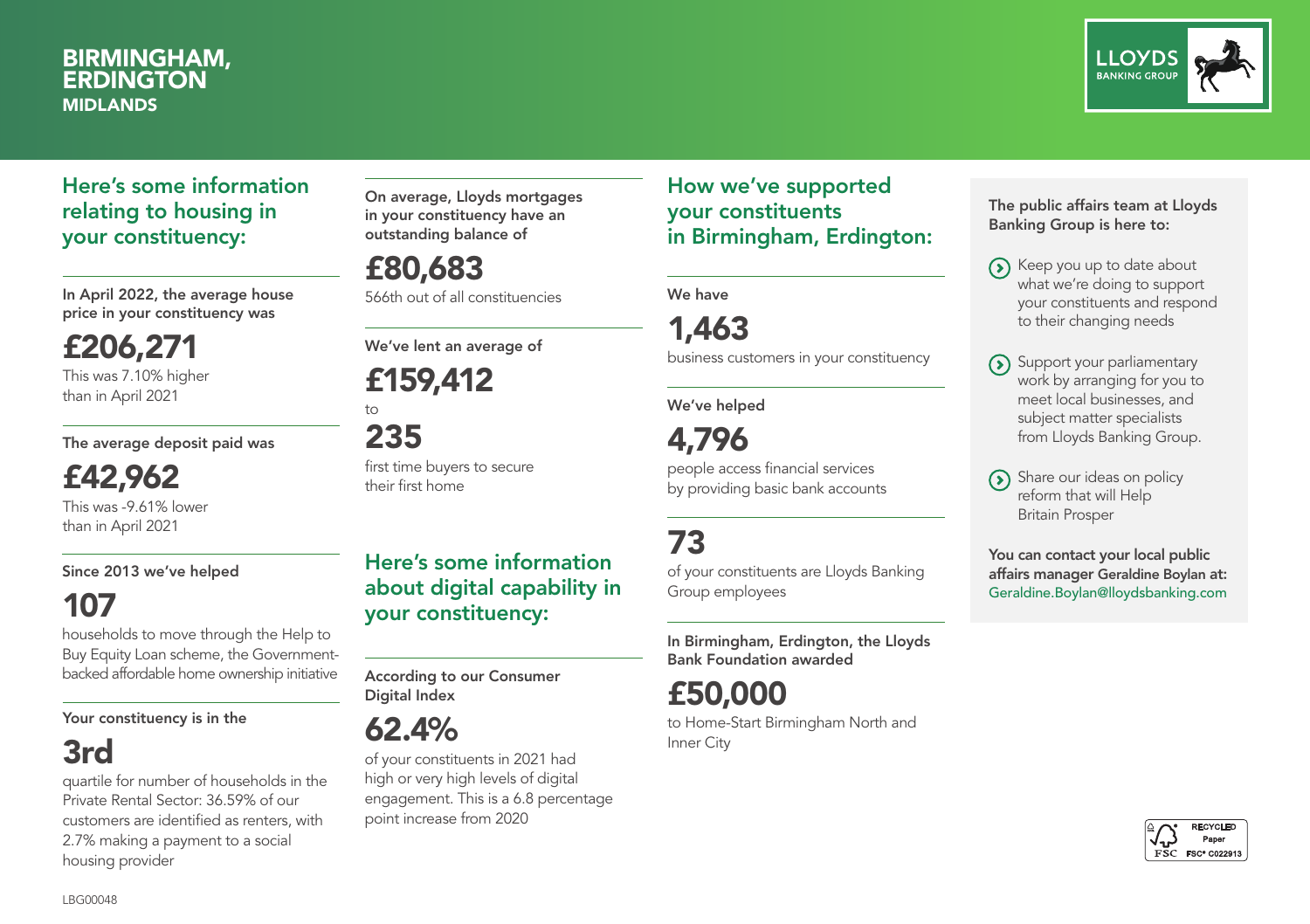# BIRMINGHAM, ERDINGTON

**MIDLANDS**

LLOYDS BANKING GROUP

## Here's some information relating to housing in your constituency:

**In April 2022, the average house price in your constituency was**

# £206,271

This was 7.10% higher than in April 2021

**The average deposit paid was**

# £42,962

This was -9.61% lower than in April 2021

**Since 2013 we've helped**

# 107

households to move through the Help to Buy Equity Loan scheme, the Government-backed affordable home ownership initiative

**Your constituency is in the**

# 3rd

quartile for number of households in the Private Rental Sector: 36.59% of our customers are identified as renters, with 2.7% making a payment to a social housing provider

**On average, Lloyds mortgages in your constituency have an outstanding balance of**

# £80,683

566th out of all constituencies

**We've lent an average of**

# £159,412

to

# 235

first time buyers to secure their first home

## Here's some information about digital capability in your constituency:

**According to our Consumer Digital Index**

# 62.4%

of your constituents in 2021 had high or very high levels of digital engagement. This is a 6.8 percentage point increase from 2020

## How we've supported your constituents in Birmingham, Erdington:

**We have**

# 1,463

business customers in your constituency

**We've helped**

# 4,796

people access financial services by providing basic bank accounts

# 73

of your constituents are Lloyds Banking Group employees

**In Birmingham, Erdington, the Lloyds Bank Foundation awarded**

# £50,000

to Home-Start Birmingham North and Inner City

**The public affairs team at Lloyds Banking Group is here to:**

- Keep you up to date about what we're doing to support your constituents and respond to their changing needs
- Support your parliamentary work by arranging for you to meet local businesses, and subject matter specialists from Lloyds Banking Group.
- Share our ideas on policy reform that will Help Britain Prosper

**You can contact your local public affairs manager Geraldine Boylan at:** Geraldine.Boylan@lloydsbanking.com

RECYCLED Paper FSC FSC® C022913

LBG00048